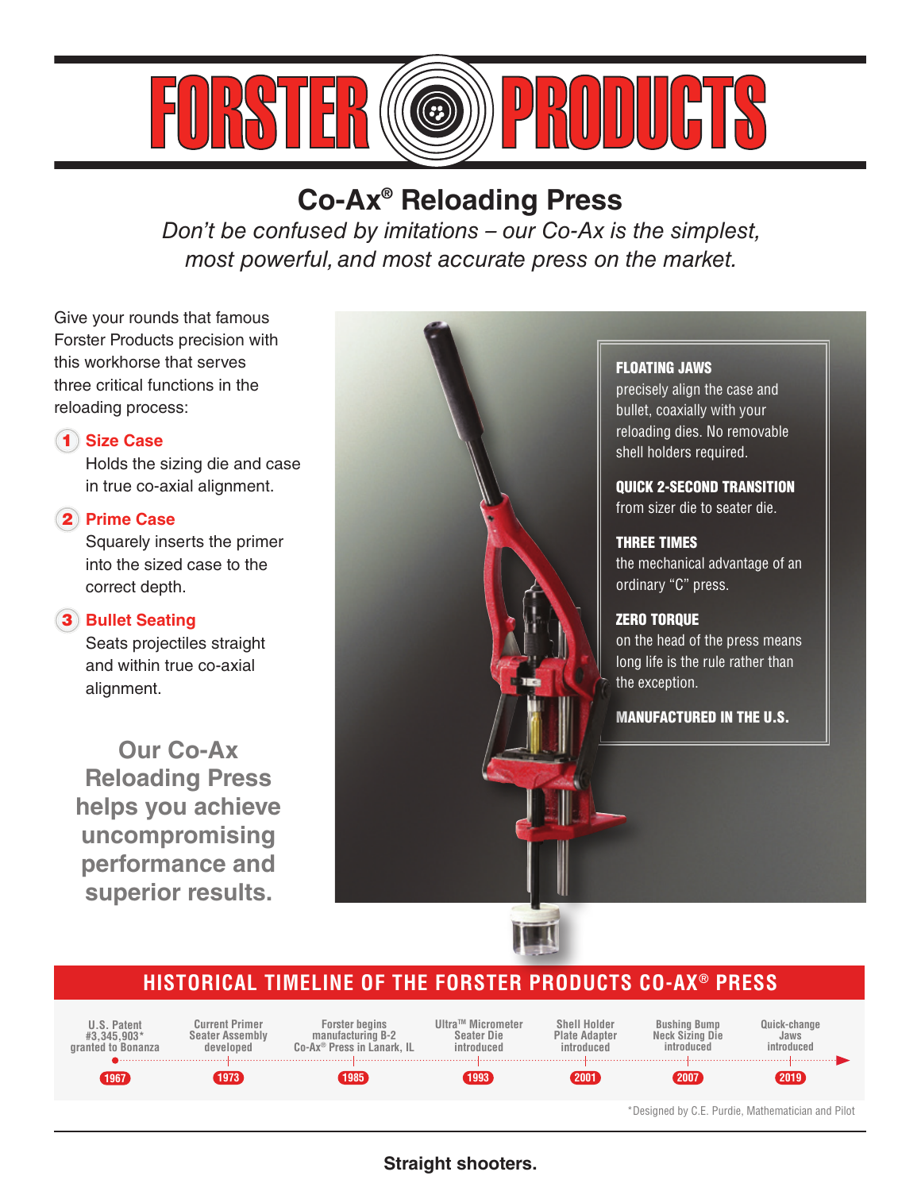# FORSTER PRODUCTS

## Co-Ax® Reloading Press

*Don't be confused by imitations – our Co-Ax is the simplest, most powerful, and most accurate press on the market.*

Give your rounds that famous Forster Products precision with this workhorse that serves three critical functions in the reloading process:

1. **Size Case**
   Holds the sizing die and case in true co-axial alignment.
2. **Prime Case**
   Squarely inserts the primer into the sized case to the correct depth.
3. **Bullet Seating**
   Seats projectiles straight and within true co-axial alignment.

**Our Co-Ax Reloading Press helps you achieve uncompromising performance and superior results.**

**FLOATING JAWS** precisely align the case and bullet, coaxially with your reloading dies. No removable shell holders required.

**QUICK 2-SECOND TRANSITION** from sizer die to seater die.

**THREE TIMES** the mechanical advantage of an ordinary "C" press.

**ZERO TORQUE** on the head of the press means long life is the rule rather than the exception.

**MANUFACTURED IN THE U.S.**

## HISTORICAL TIMELINE OF THE FORSTER PRODUCTS CO-AX® PRESS

| Year | Event |
|---|---|
| 1967 | U.S. Patent #3,345,903* granted to Bonanza |
| 1973 | Current Primer Seater Assembly developed |
| 1985 | Forster begins manufacturing B-2 Co-Ax® Press in Lanark, IL |
| 1993 | Ultra™ Micrometer Seater Die introduced |
| 2001 | Shell Holder Plate Adapter introduced |
| 2007 | Bushing Bump Neck Sizing Die introduced |
| 2019 | Quick-change Jaws introduced |

*Designed by C.E. Purdie, Mathematician and Pilot

**Straight shooters.**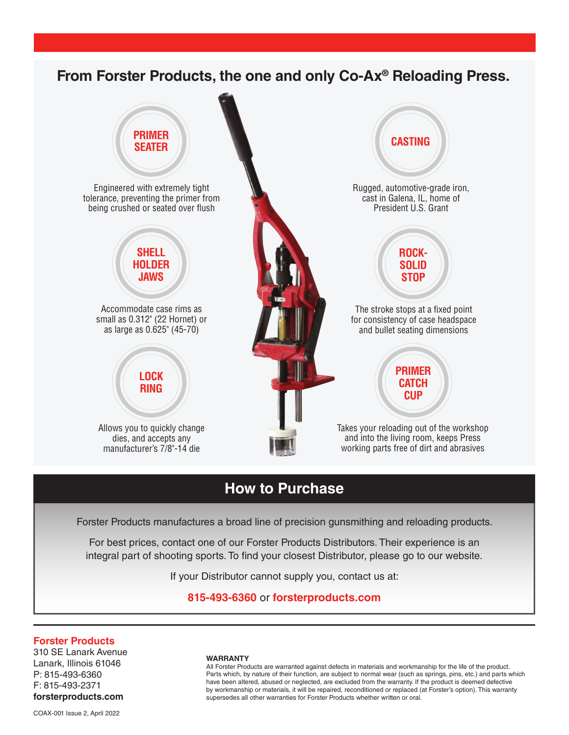## From Forster Products, the one and only Co-Ax® Reloading Press.

**PRIMER SEATER**

Engineered with extremely tight tolerance, preventing the primer from being crushed or seated over flush

**SHELL HOLDER JAWS**

Accommodate case rims as small as 0.312" (22 Hornet) or as large as 0.625" (45-70)

**LOCK RING**

Allows you to quickly change dies, and accepts any manufacturer's 7/8"-14 die

**CASTING**

Rugged, automotive-grade iron, cast in Galena, IL, home of President U.S. Grant

**ROCK-SOLID STOP**

The stroke stops at a fixed point for consistency of case headspace and bullet seating dimensions

**PRIMER CATCH CUP**

Takes your reloading out of the workshop and into the living room, keeps Press working parts free of dirt and abrasives

## How to Purchase

Forster Products manufactures a broad line of precision gunsmithing and reloading products.

For best prices, contact one of our Forster Products Distributors. Their experience is an integral part of shooting sports. To find your closest Distributor, please go to our website.

If your Distributor cannot supply you, contact us at:

**815-493-6360** or **forsterproducts.com**

---

**Forster Products**
310 SE Lanark Avenue
Lanark, Illinois 61046
P: 815-493-6360
F: 815-493-2371
**forsterproducts.com**

**WARRANTY**

All Forster Products are warranted against defects in materials and workmanship for the life of the product. Parts which, by nature of their function, are subject to normal wear (such as springs, pins, etc.) and parts which have been altered, abused or neglected, are excluded from the warranty. If the product is deemed defective by workmanship or materials, it will be repaired, reconditioned or replaced (at Forster's option). This warranty supersedes all other warranties for Forster Products whether written or oral.

COAX-001 Issue 2, April 2022